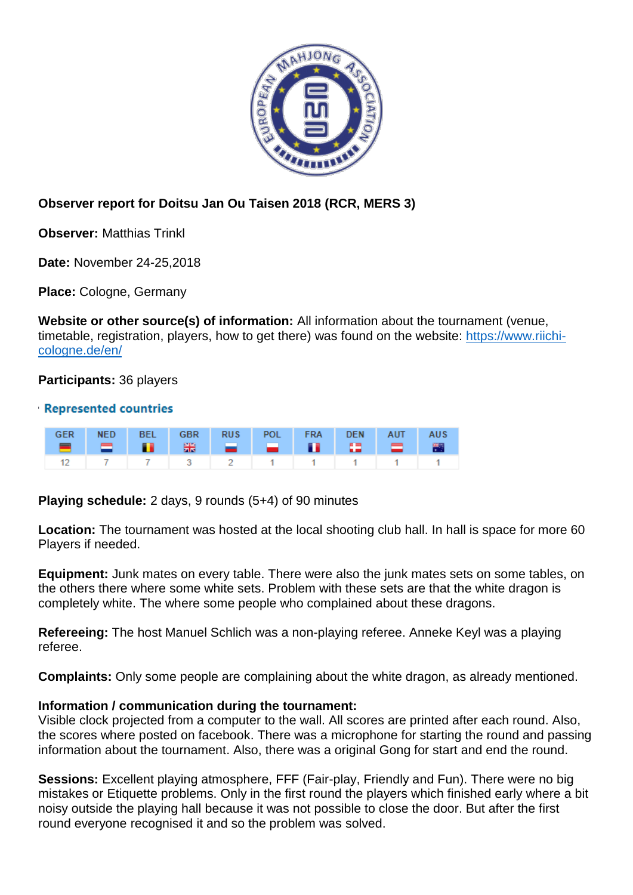**Observer report for Doitsu Jan Ou Taisen 2018 (RCR, MERS 3)**

**Observer:** Matthias Trinkl

**Date:** November 24-25,2018

**Place:** Cologne, Germany

**Website or other source(s) of information:** All information about the tournament (venue, timetable, registration, players, how to get there) was found on the website: [https://www.riichi-cologne.de/en/](https://www.riichi-cologne.de/en/)

**Participants:** 36 players

**Represented countries**

| GER | NED | BEL | GBR | RUS | POL | FRA | DEN | AUT | AUS |
|---|---|---|---|---|---|---|---|---|---|
| 12 | 7 | 7 | 3 | 2 | 1 | 1 | 1 | 1 | 1 |

**Playing schedule:** 2 days, 9 rounds (5+4) of 90 minutes

**Location:** The tournament was hosted at the local shooting club hall. In hall is space for more 60 Players if needed.

**Equipment:** Junk mates on every table. There were also the junk mates sets on some tables, on the others there where some white sets. Problem with these sets are that the white dragon is completely white. The where some people who complained about these dragons.

**Refereeing:** The host Manuel Schlich was a non-playing referee. Anneke Keyl was a playing referee.

**Complaints:** Only some people are complaining about the white dragon, as already mentioned.

**Information / communication during the tournament:**
Visible clock projected from a computer to the wall. All scores are printed after each round. Also, the scores where posted on facebook. There was a microphone for starting the round and passing information about the tournament. Also, there was a original Gong for start and end the round.

**Sessions:** Excellent playing atmosphere, FFF (Fair-play, Friendly and Fun). There were no big mistakes or Etiquette problems. Only in the first round the players which finished early where a bit noisy outside the playing hall because it was not possible to close the door. But after the first round everyone recognised it and so the problem was solved.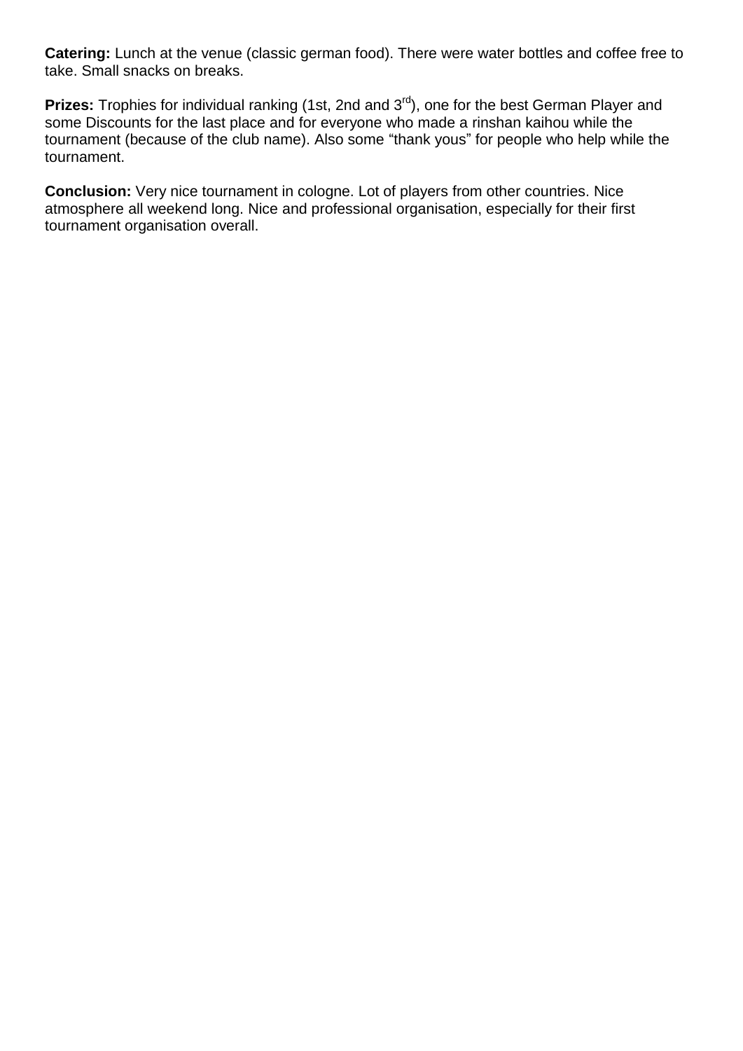**Catering:** Lunch at the venue (classic german food). There were water bottles and coffee free to take. Small snacks on breaks.

**Prizes:** Trophies for individual ranking (1st, 2nd and 3rd), one for the best German Player and some Discounts for the last place and for everyone who made a rinshan kaihou while the tournament (because of the club name). Also some "thank yous" for people who help while the tournament.

**Conclusion:** Very nice tournament in cologne. Lot of players from other countries. Nice atmosphere all weekend long. Nice and professional organisation, especially for their first tournament organisation overall.